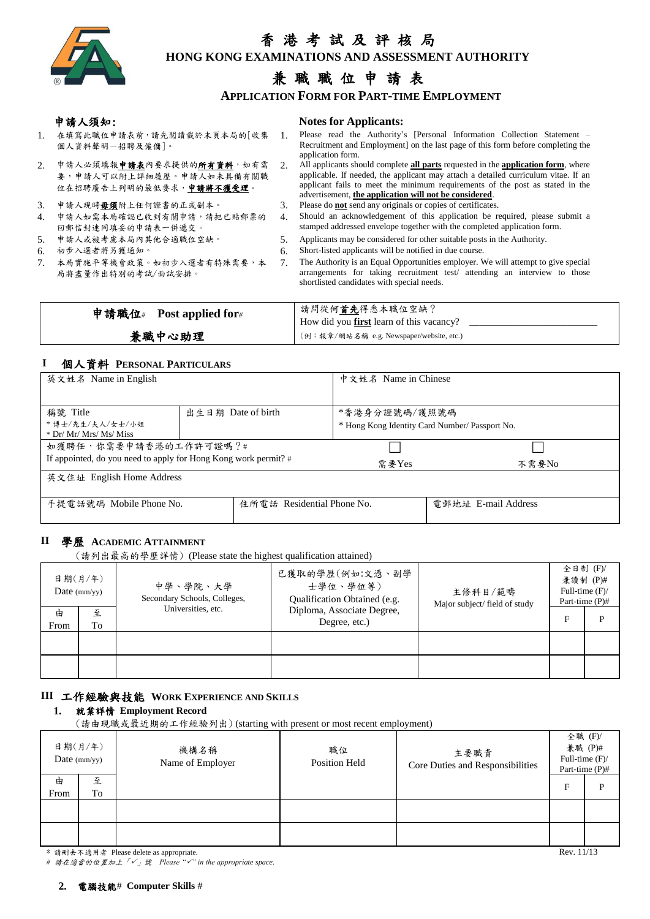# 香港考試及評核局
# HONG KONG EXAMINATIONS AND ASSESSMENT AUTHORITY

## 兼職職位申請表
## APPLICATION FORM FOR PART-TIME EMPLOYMENT

### 申請人須知:

1. 在填寫此職位申請表前，請先閱讀載於末頁本局的[收集個人資料聲明－招聘及僱傭]。
2. 申請人必須填報**申請表**內要求提供的**所有資料**，如有需要，申請人可以附上詳細履歷。申請人如未具備有關職位在招聘廣告上列明的最低要求，**申請將不獲受理**。
3. 申請人現時**毋須**附上任何證書的正或副本。
4. 申請人如需本局確認已收到有關申請，請把已貼郵票的回郵信封連同填妥的申請表一併遞交。
5. 申請人或被考慮本局內其他合適職位空缺。
6. 初步入選者將另獲通知。
7. 本局實施平等機會政策。如初步入選者有特殊需要，本局將盡量作出特別的考試/面試安排。

### Notes for Applicants:

1. Please read the Authority's [Personal Information Collection Statement – Recruitment and Employment] on the last page of this form before completing the application form.
2. All applicants should complete **all parts** requested in the **application form**, where applicable. If needed, the applicant may attach a detailed curriculum vitae. If an applicant fails to meet the minimum requirements of the post as stated in the advertisement, **the application will not be considered**.
3. Please do **not** send any originals or copies of certificates.
4. Should an acknowledgement of this application be required, please submit a stamped addressed envelope together with the completed application form.
5. Applicants may be considered for other suitable posts in the Authority.
6. Short-listed applicants will be notified in due course.
7. The Authority is an Equal Opportunities employer. We will attempt to give special arrangements for taking recruitment test/ attending an interview to those shortlisted candidates with special needs.

| 申請職位# Post applied for# | 請問從何**首先**得悉本職位空缺？ How did you **first** learn of this vacancy? ____________ |
|---|---|
| **兼職中心助理** | (例：報章/網站名稱 e.g. Newspaper/website, etc.) |

## I 個人資料 PERSONAL PARTICULARS

| 英文姓名 Name in English | | 中文姓名 Name in Chinese | |
|---|---|---|---|
| 稱號 Title<br>* 博士/先生/夫人/女士/小姐<br>* Dr/ Mr/ Mrs/ Ms/ Miss | 出生日期 Date of birth | *香港身分證號碼/護照號碼<br>* Hong Kong Identity Card Number/ Passport No. | |
| 如獲聘任，你需要申請香港的工作許可證嗎？#<br>If appointed, do you need to apply for Hong Kong work permit? # | | ☐ 需要Yes | ☐ 不需要No |
| 英文住址 English Home Address | | | |
| 手提電話號碼 Mobile Phone No. | 住所電話 Residential Phone No. | 電郵地址 E-mail Address | |

## II 學歷 ACADEMIC ATTAINMENT

（請列出最高的學歷詳情）(Please state the highest qualification attained)

| 日期(月/年) Date (mm/yy) | | 中學、學院、大學 Secondary Schools, Colleges, Universities, etc. | 已獲取的學歷(例如:文憑、副學士學位、學位等) Qualification Obtained (e.g. Diploma, Associate Degree, Degree, etc.) | 主修科目/範疇 Major subject/ field of study | 全日制 (F)/ 兼讀制 (P)# Full-time (F)/ Part-time (P)# | |
|---|---|---|---|---|---|---|
| 由 From | 至 To | | | | F | P |
| | | | | | | |
| | | | | | | |

## III 工作經驗與技能 WORK EXPERIENCE AND SKILLS

### 1. 就業詳情 Employment Record

（請由現職或最近期的工作經驗列出）(starting with present or most recent employment)

| 日期(月/年) Date (mm/yy) | | 機構名稱 Name of Employer | 職位 Position Held | 主要職責 Core Duties and Responsibilities | 全職 (F)/ 兼職 (P)# Full-time (F)/ Part-time (P)# | |
|---|---|---|---|---|---|---|
| 由 From | 至 To | | | | F | P |
| | | | | | | |
| | | | | | | |

\* 請刪去不適用者 Please delete as appropriate.

*# 請在適當的位置加上「✓」號 Please "✓" in the appropriate space.*

Rev. 11/13

### 2. 電腦技能# Computer Skills #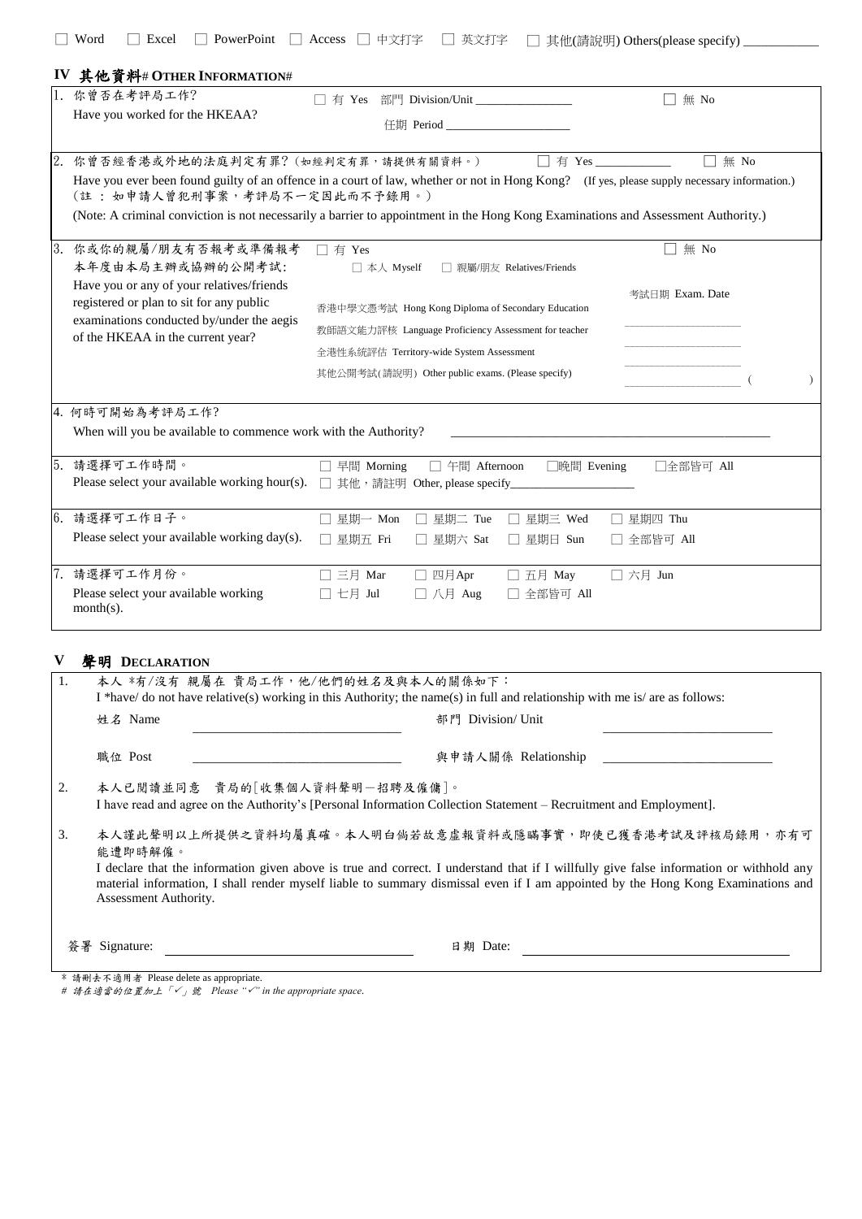☐ Word ☐ Excel ☐ PowerPoint ☐ Access ☐ 中文打字 ☐ 英文打字 ☐ 其他(請說明) Others(please specify) ___________

## IV 其他資料# OTHER INFORMATION#

| | | |
|---|---|---|
| 1. 你曾否在考評局工作?<br>Have you worked for the HKEAA? | ☐ 有 Yes 部門 Division/Unit _______________<br>任期 Period ____________________ | ☐ 無 No |
| 2. 你曾否經香港或外地的法庭判定有罪?(如經判定有罪,請提供有關資料。)<br>Have you ever been found guilty of an offence in a court of law, whether or not in Hong Kong? (If yes, please supply necessary information.)<br>(註:如申請人曾犯刑事案,考評局不一定因此而不予錄用。)<br>(Note: A criminal conviction is not necessarily a barrier to appointment in the Hong Kong Examinations and Assessment Authority.) | ☐ 有 Yes ___________ | ☐ 無 No |
| 3. 你或你的親屬/朋友有否報考或準備報考本年度由本局主辦或協辦的公開考試:<br>Have you or any of your relatives/friends registered or plan to sit for any public examinations conducted by/under the aegis of the HKEAA in the current year? | ☐ 有 Yes<br>☐ 本人 Myself ☐ 親屬/朋友 Relatives/Friends<br>香港中學文憑考試 Hong Kong Diploma of Secondary Education<br>教師語文能力評核 Language Proficiency Assessment for teacher<br>全港性系統評估 Territory-wide System Assessment<br>其他公開考試(請說明) Other public exams. (Please specify) | ☐ 無 No<br>考試日期 Exam. Date<br>____________________<br>____________________<br>____________________<br>____________________ ( ) |
| 4. 何時可開始為考評局工作?<br>When will you be available to commence work with the Authority? | ____________________________________________ | |
| 5. 請選擇可工作時間。<br>Please select your available working hour(s). | ☐ 早間 Morning ☐ 午間 Afternoon ☐晚間 Evening ☐全部皆可 All<br>☐ 其他,請註明 Other, please specify___________________ | |
| 6. 請選擇可工作日子。<br>Please select your available working day(s). | ☐ 星期一 Mon ☐ 星期二 Tue ☐ 星期三 Wed ☐ 星期四 Thu<br>☐ 星期五 Fri ☐ 星期六 Sat ☐ 星期日 Sun ☐ 全部皆可 All | |
| 7. 請選擇可工作月份。<br>Please select your available working month(s). | ☐ 三月 Mar ☐ 四月Apr ☐ 五月 May ☐ 六月 Jun<br>☐ 七月 Jul ☐ 八月 Aug ☐ 全部皆可 All | |

## V 聲明 DECLARATION

1. 本人 *有/沒有 親屬在 貴局工作,他/他們的姓名及與本人的關係如下:
   I *have/ do not have relative(s) working in this Authority; the name(s) in full and relationship with me is/ are as follows:

   姓名 Name ______________________ 部門 Division/ Unit ______________________

   職位 Post ______________________ 與申請人關係 Relationship ______________________

2. 本人已閱讀並同意 貴局的[收集個人資料聲明－招聘及僱傭]。
   I have read and agree on the Authority's [Personal Information Collection Statement – Recruitment and Employment].

3. 本人謹此聲明以上所提供之資料均屬真確。本人明白倘若故意虛報資料或隱瞞事實,即使已獲香港考試及評核局錄用,亦有可能遭即時解僱。
   I declare that the information given above is true and correct. I understand that if I willfully give false information or withhold any material information, I shall render myself liable to summary dismissal even if I am appointed by the Hong Kong Examinations and Assessment Authority.

簽署 Signature: ______________________ 日期 Date: ______________________

\* 請刪去不適用者 Please delete as appropriate.

*# 請在適當的位置加上「✓」號 Please "✓" in the appropriate space.*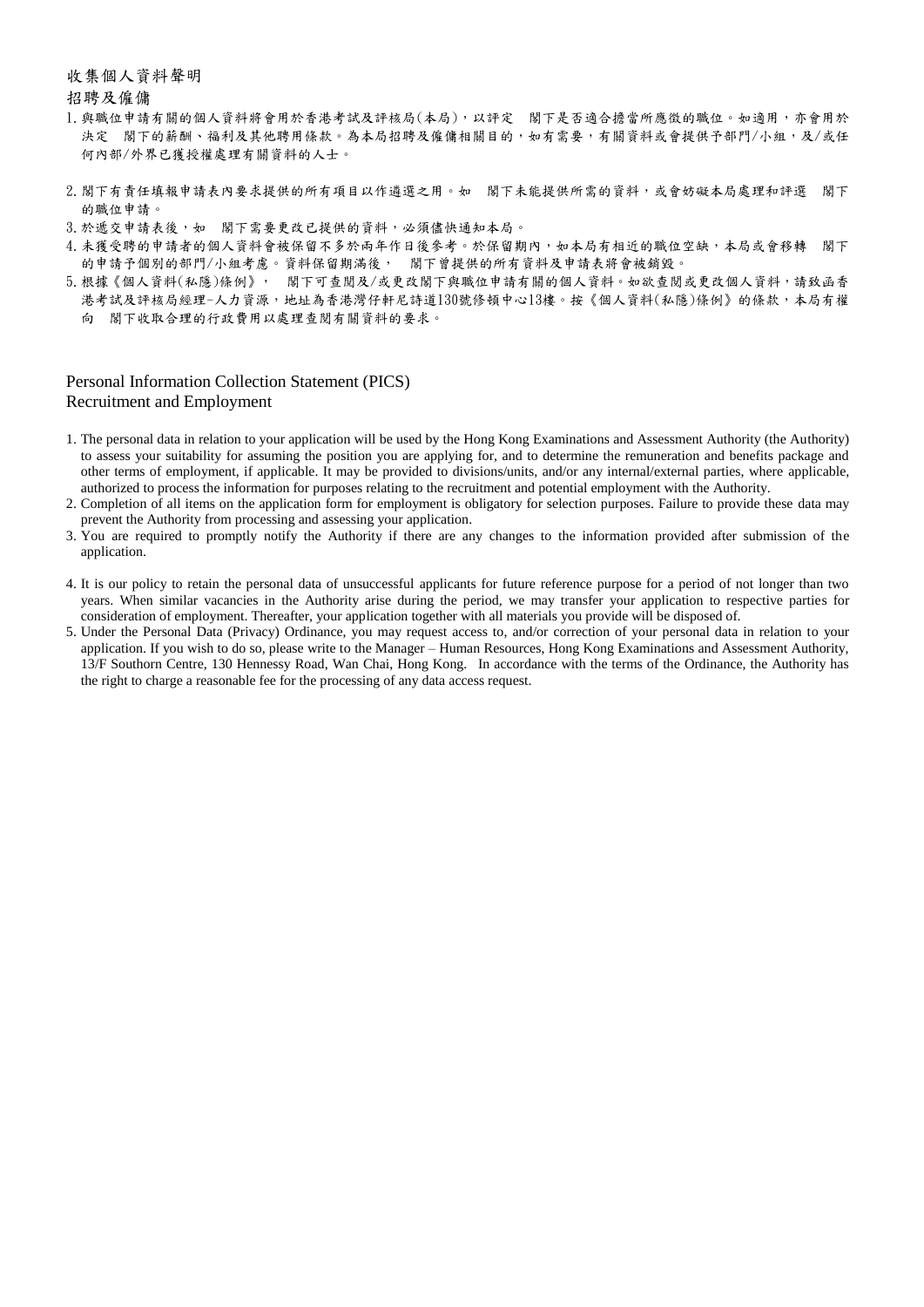## 收集個人資料聲明

## 招聘及僱傭

1. 與職位申請有關的個人資料將會用於香港考試及評核局(本局)，以評定　閣下是否適合擔當所應徵的職位。如適用，亦會用於決定　閣下的薪酬、福利及其他聘用條款。為本局招聘及僱傭相關目的，如有需要，有關資料或會提供予部門/小組，及/或任何內部/外界已獲授權處理有關資料的人士。
2. 閣下有責任填報申請表內要求提供的所有項目以作遴選之用。如　閣下未能提供所需的資料，或會妨礙本局處理和評選　閣下的職位申請。
3. 於遞交申請表後，如　閣下需要更改已提供的資料，必須儘快通知本局。
4. 未獲受聘的申請者的個人資料會被保留不多於兩年作日後參考。於保留期內，如本局有相近的職位空缺，本局或會移轉　閣下的申請予個別的部門/小組考慮。資料保留期滿後，　閣下曾提供的所有資料及申請表將會被銷毀。
5. 根據《個人資料(私隱)條例》，　閣下可查閱及/或更改閣下與職位申請有關的個人資料。如欲查閱或更改個人資料，請致函香港考試及評核局經理-人力資源，地址為香港灣仔軒尼詩道130號修頓中心13樓。按《個人資料(私隱)條例》的條款，本局有權向　閣下收取合理的行政費用以處理查閱有關資料的要求。

## Personal Information Collection Statement (PICS)

## Recruitment and Employment

1. The personal data in relation to your application will be used by the Hong Kong Examinations and Assessment Authority (the Authority) to assess your suitability for assuming the position you are applying for, and to determine the remuneration and benefits package and other terms of employment, if applicable. It may be provided to divisions/units, and/or any internal/external parties, where applicable, authorized to process the information for purposes relating to the recruitment and potential employment with the Authority.
2. Completion of all items on the application form for employment is obligatory for selection purposes. Failure to provide these data may prevent the Authority from processing and assessing your application.
3. You are required to promptly notify the Authority if there are any changes to the information provided after submission of the application.
4. It is our policy to retain the personal data of unsuccessful applicants for future reference purpose for a period of not longer than two years. When similar vacancies in the Authority arise during the period, we may transfer your application to respective parties for consideration of employment. Thereafter, your application together with all materials you provide will be disposed of.
5. Under the Personal Data (Privacy) Ordinance, you may request access to, and/or correction of your personal data in relation to your application. If you wish to do so, please write to the Manager – Human Resources, Hong Kong Examinations and Assessment Authority, 13/F Southorn Centre, 130 Hennessy Road, Wan Chai, Hong Kong. In accordance with the terms of the Ordinance, the Authority has the right to charge a reasonable fee for the processing of any data access request.